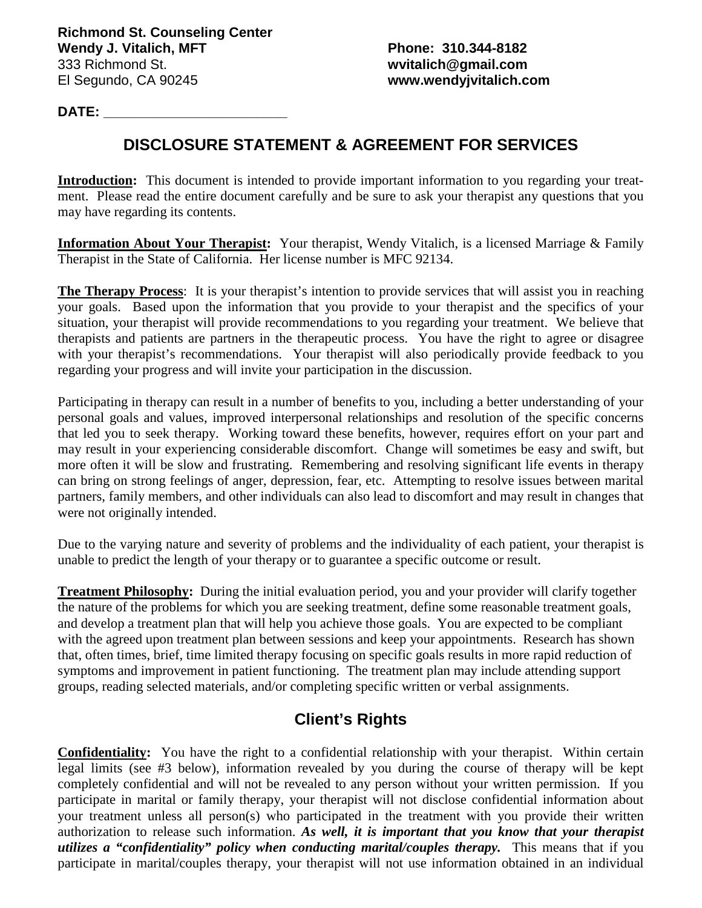**Richmond St. Counseling Center**
**Wendy J. Vitalich, MFT**
333 Richmond St.
El Segundo, CA 90245

**Phone: 310.344-8182**
**wvitalich@gmail.com**
**www.wendyjvitalich.com**

**DATE:** ________________________

## DISCLOSURE STATEMENT & AGREEMENT FOR SERVICES

**Introduction:** This document is intended to provide important information to you regarding your treatment. Please read the entire document carefully and be sure to ask your therapist any questions that you may have regarding its contents.

**Information About Your Therapist:** Your therapist, Wendy Vitalich, is a licensed Marriage & Family Therapist in the State of California. Her license number is MFC 92134.

**The Therapy Process**: It is your therapist's intention to provide services that will assist you in reaching your goals. Based upon the information that you provide to your therapist and the specifics of your situation, your therapist will provide recommendations to you regarding your treatment. We believe that therapists and patients are partners in the therapeutic process. You have the right to agree or disagree with your therapist's recommendations. Your therapist will also periodically provide feedback to you regarding your progress and will invite your participation in the discussion.

Participating in therapy can result in a number of benefits to you, including a better understanding of your personal goals and values, improved interpersonal relationships and resolution of the specific concerns that led you to seek therapy. Working toward these benefits, however, requires effort on your part and may result in your experiencing considerable discomfort. Change will sometimes be easy and swift, but more often it will be slow and frustrating. Remembering and resolving significant life events in therapy can bring on strong feelings of anger, depression, fear, etc. Attempting to resolve issues between marital partners, family members, and other individuals can also lead to discomfort and may result in changes that were not originally intended.

Due to the varying nature and severity of problems and the individuality of each patient, your therapist is unable to predict the length of your therapy or to guarantee a specific outcome or result.

**Treatment Philosophy:** During the initial evaluation period, you and your provider will clarify together the nature of the problems for which you are seeking treatment, define some reasonable treatment goals, and develop a treatment plan that will help you achieve those goals. You are expected to be compliant with the agreed upon treatment plan between sessions and keep your appointments. Research has shown that, often times, brief, time limited therapy focusing on specific goals results in more rapid reduction of symptoms and improvement in patient functioning. The treatment plan may include attending support groups, reading selected materials, and/or completing specific written or verbal assignments.

## Client's Rights

**Confidentiality:** You have the right to a confidential relationship with your therapist. Within certain legal limits (see #3 below), information revealed by you during the course of therapy will be kept completely confidential and will not be revealed to any person without your written permission. If you participate in marital or family therapy, your therapist will not disclose confidential information about your treatment unless all person(s) who participated in the treatment with you provide their written authorization to release such information. ***As well, it is important that you know that your therapist utilizes a "confidentiality" policy when conducting marital/couples therapy.*** This means that if you participate in marital/couples therapy, your therapist will not use information obtained in an individual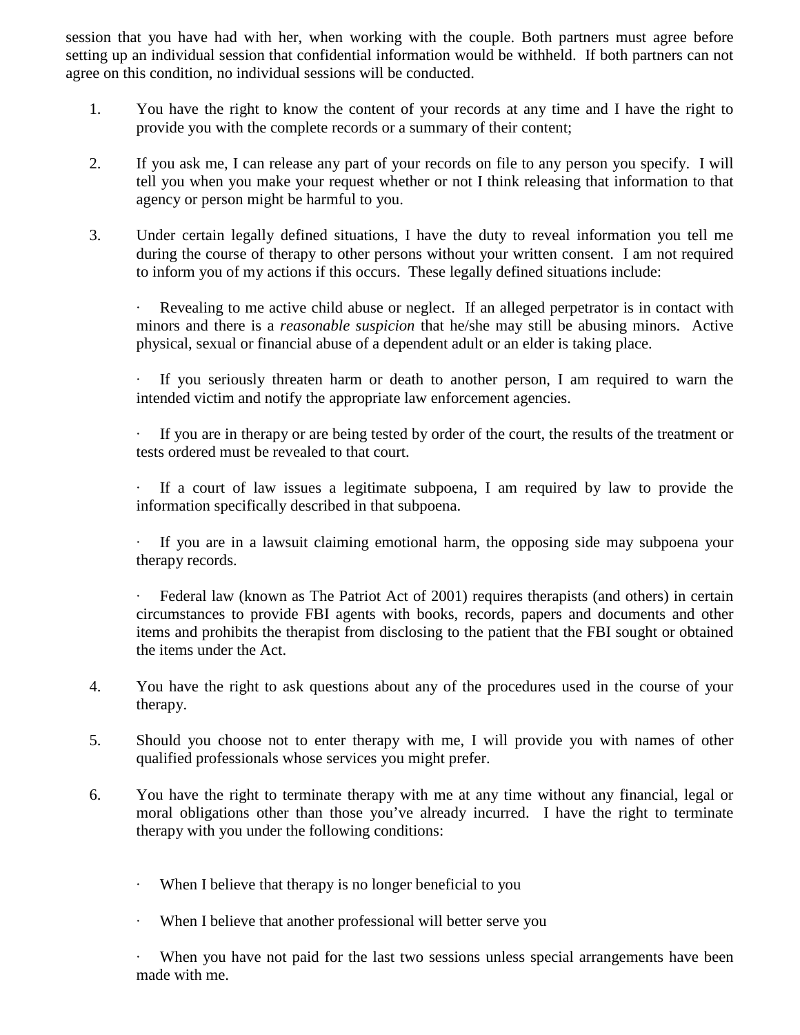session that you have had with her, when working with the couple. Both partners must agree before setting up an individual session that confidential information would be withheld. If both partners can not agree on this condition, no individual sessions will be conducted.

1. You have the right to know the content of your records at any time and I have the right to provide you with the complete records or a summary of their content;

2. If you ask me, I can release any part of your records on file to any person you specify. I will tell you when you make your request whether or not I think releasing that information to that agency or person might be harmful to you.

3. Under certain legally defined situations, I have the duty to reveal information you tell me during the course of therapy to other persons without your written consent. I am not required to inform you of my actions if this occurs. These legally defined situations include:

   · Revealing to me active child abuse or neglect. If an alleged perpetrator is in contact with minors and there is a *reasonable suspicion* that he/she may still be abusing minors. Active physical, sexual or financial abuse of a dependent adult or an elder is taking place.

   · If you seriously threaten harm or death to another person, I am required to warn the intended victim and notify the appropriate law enforcement agencies.

   · If you are in therapy or are being tested by order of the court, the results of the treatment or tests ordered must be revealed to that court.

   · If a court of law issues a legitimate subpoena, I am required by law to provide the information specifically described in that subpoena.

   · If you are in a lawsuit claiming emotional harm, the opposing side may subpoena your therapy records.

   · Federal law (known as The Patriot Act of 2001) requires therapists (and others) in certain circumstances to provide FBI agents with books, records, papers and documents and other items and prohibits the therapist from disclosing to the patient that the FBI sought or obtained the items under the Act.

4. You have the right to ask questions about any of the procedures used in the course of your therapy.

5. Should you choose not to enter therapy with me, I will provide you with names of other qualified professionals whose services you might prefer.

6. You have the right to terminate therapy with me at any time without any financial, legal or moral obligations other than those you've already incurred. I have the right to terminate therapy with you under the following conditions:

   · When I believe that therapy is no longer beneficial to you

   · When I believe that another professional will better serve you

   · When you have not paid for the last two sessions unless special arrangements have been made with me.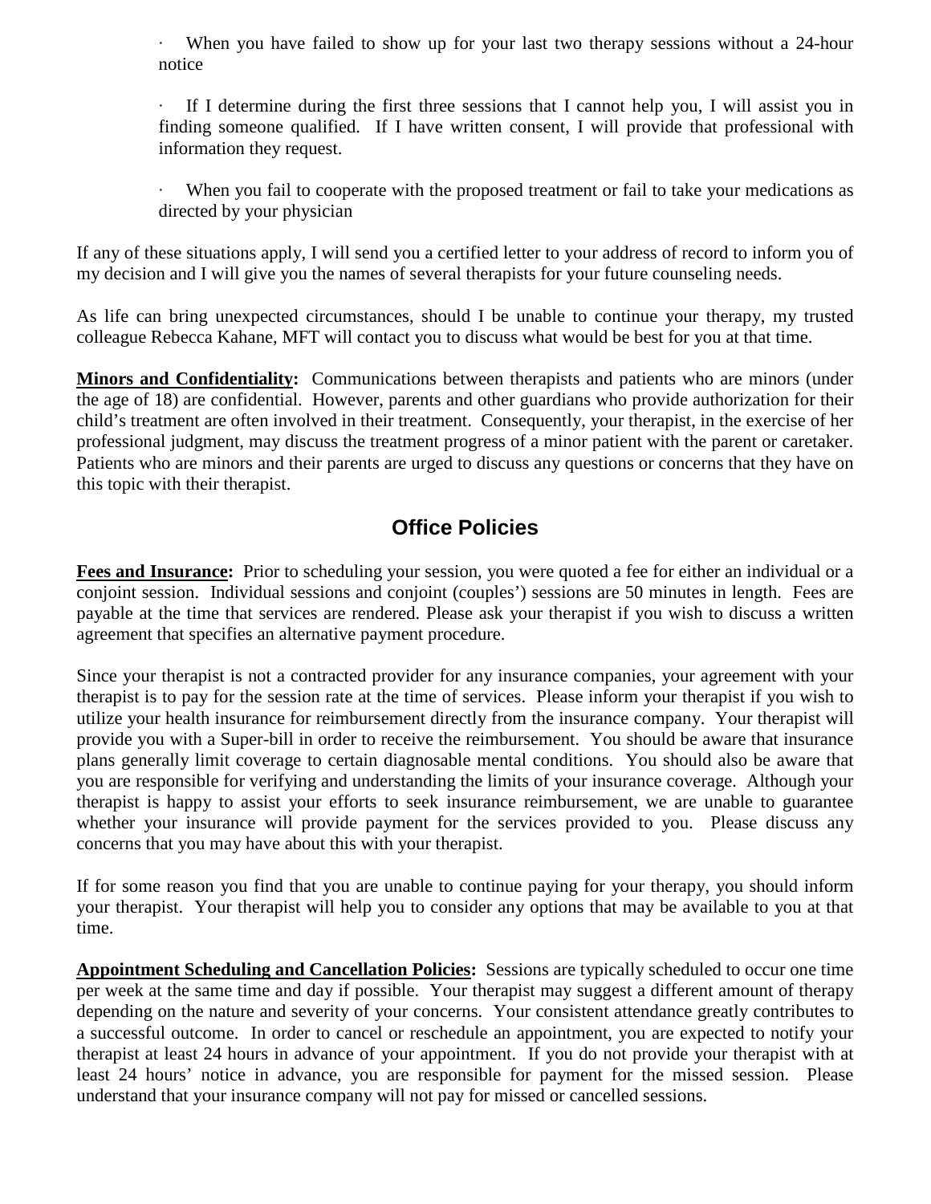- When you have failed to show up for your last two therapy sessions without a 24-hour notice

- If I determine during the first three sessions that I cannot help you, I will assist you in finding someone qualified. If I have written consent, I will provide that professional with information they request.

- When you fail to cooperate with the proposed treatment or fail to take your medications as directed by your physician

If any of these situations apply, I will send you a certified letter to your address of record to inform you of my decision and I will give you the names of several therapists for your future counseling needs.

As life can bring unexpected circumstances, should I be unable to continue your therapy, my trusted colleague Rebecca Kahane, MFT will contact you to discuss what would be best for you at that time.

**Minors and Confidentiality:** Communications between therapists and patients who are minors (under the age of 18) are confidential. However, parents and other guardians who provide authorization for their child's treatment are often involved in their treatment. Consequently, your therapist, in the exercise of her professional judgment, may discuss the treatment progress of a minor patient with the parent or caretaker. Patients who are minors and their parents are urged to discuss any questions or concerns that they have on this topic with their therapist.

## Office Policies

**Fees and Insurance:** Prior to scheduling your session, you were quoted a fee for either an individual or a conjoint session. Individual sessions and conjoint (couples') sessions are 50 minutes in length. Fees are payable at the time that services are rendered. Please ask your therapist if you wish to discuss a written agreement that specifies an alternative payment procedure.

Since your therapist is not a contracted provider for any insurance companies, your agreement with your therapist is to pay for the session rate at the time of services. Please inform your therapist if you wish to utilize your health insurance for reimbursement directly from the insurance company. Your therapist will provide you with a Super-bill in order to receive the reimbursement. You should be aware that insurance plans generally limit coverage to certain diagnosable mental conditions. You should also be aware that you are responsible for verifying and understanding the limits of your insurance coverage. Although your therapist is happy to assist your efforts to seek insurance reimbursement, we are unable to guarantee whether your insurance will provide payment for the services provided to you. Please discuss any concerns that you may have about this with your therapist.

If for some reason you find that you are unable to continue paying for your therapy, you should inform your therapist. Your therapist will help you to consider any options that may be available to you at that time.

**Appointment Scheduling and Cancellation Policies:** Sessions are typically scheduled to occur one time per week at the same time and day if possible. Your therapist may suggest a different amount of therapy depending on the nature and severity of your concerns. Your consistent attendance greatly contributes to a successful outcome. In order to cancel or reschedule an appointment, you are expected to notify your therapist at least 24 hours in advance of your appointment. If you do not provide your therapist with at least 24 hours' notice in advance, you are responsible for payment for the missed session. Please understand that your insurance company will not pay for missed or cancelled sessions.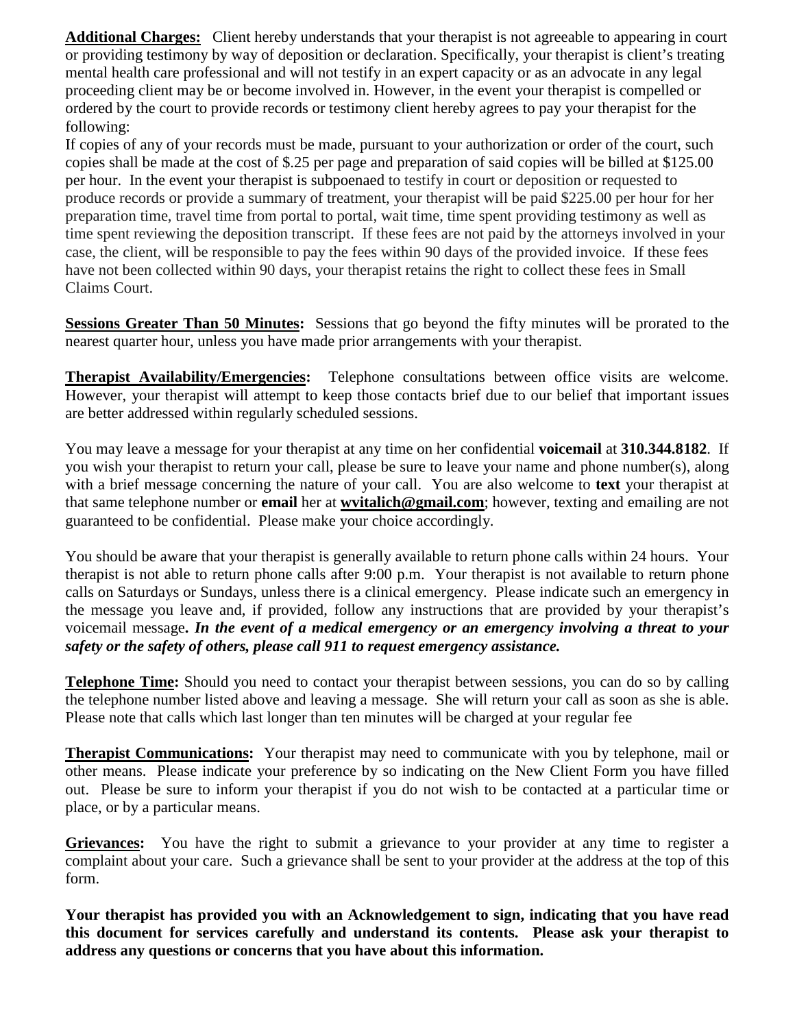**Additional Charges:** Client hereby understands that your therapist is not agreeable to appearing in court or providing testimony by way of deposition or declaration. Specifically, your therapist is client's treating mental health care professional and will not testify in an expert capacity or as an advocate in any legal proceeding client may be or become involved in. However, in the event your therapist is compelled or ordered by the court to provide records or testimony client hereby agrees to pay your therapist for the following:

If copies of any of your records must be made, pursuant to your authorization or order of the court, such copies shall be made at the cost of $.25 per page and preparation of said copies will be billed at $125.00 per hour. In the event your therapist is subpoenaed to testify in court or deposition or requested to produce records or provide a summary of treatment, your therapist will be paid $225.00 per hour for her preparation time, travel time from portal to portal, wait time, time spent providing testimony as well as time spent reviewing the deposition transcript. If these fees are not paid by the attorneys involved in your case, the client, will be responsible to pay the fees within 90 days of the provided invoice. If these fees have not been collected within 90 days, your therapist retains the right to collect these fees in Small Claims Court.

**Sessions Greater Than 50 Minutes:** Sessions that go beyond the fifty minutes will be prorated to the nearest quarter hour, unless you have made prior arrangements with your therapist.

**Therapist Availability/Emergencies:** Telephone consultations between office visits are welcome. However, your therapist will attempt to keep those contacts brief due to our belief that important issues are better addressed within regularly scheduled sessions.

You may leave a message for your therapist at any time on her confidential **voicemail** at **310.344.8182**. If you wish your therapist to return your call, please be sure to leave your name and phone number(s), along with a brief message concerning the nature of your call. You are also welcome to **text** your therapist at that same telephone number or **email** her at **wvitalich@gmail.com**; however, texting and emailing are not guaranteed to be confidential. Please make your choice accordingly.

You should be aware that your therapist is generally available to return phone calls within 24 hours. Your therapist is not able to return phone calls after 9:00 p.m. Your therapist is not available to return phone calls on Saturdays or Sundays, unless there is a clinical emergency. Please indicate such an emergency in the message you leave and, if provided, follow any instructions that are provided by your therapist's voicemail message**.** ***In the event of a medical emergency or an emergency involving a threat to your safety or the safety of others, please call 911 to request emergency assistance.***

**Telephone Time:** Should you need to contact your therapist between sessions, you can do so by calling the telephone number listed above and leaving a message. She will return your call as soon as she is able. Please note that calls which last longer than ten minutes will be charged at your regular fee

**Therapist Communications:** Your therapist may need to communicate with you by telephone, mail or other means. Please indicate your preference by so indicating on the New Client Form you have filled out. Please be sure to inform your therapist if you do not wish to be contacted at a particular time or place, or by a particular means.

**Grievances:** You have the right to submit a grievance to your provider at any time to register a complaint about your care. Such a grievance shall be sent to your provider at the address at the top of this form.

**Your therapist has provided you with an Acknowledgement to sign, indicating that you have read this document for services carefully and understand its contents. Please ask your therapist to address any questions or concerns that you have about this information.**